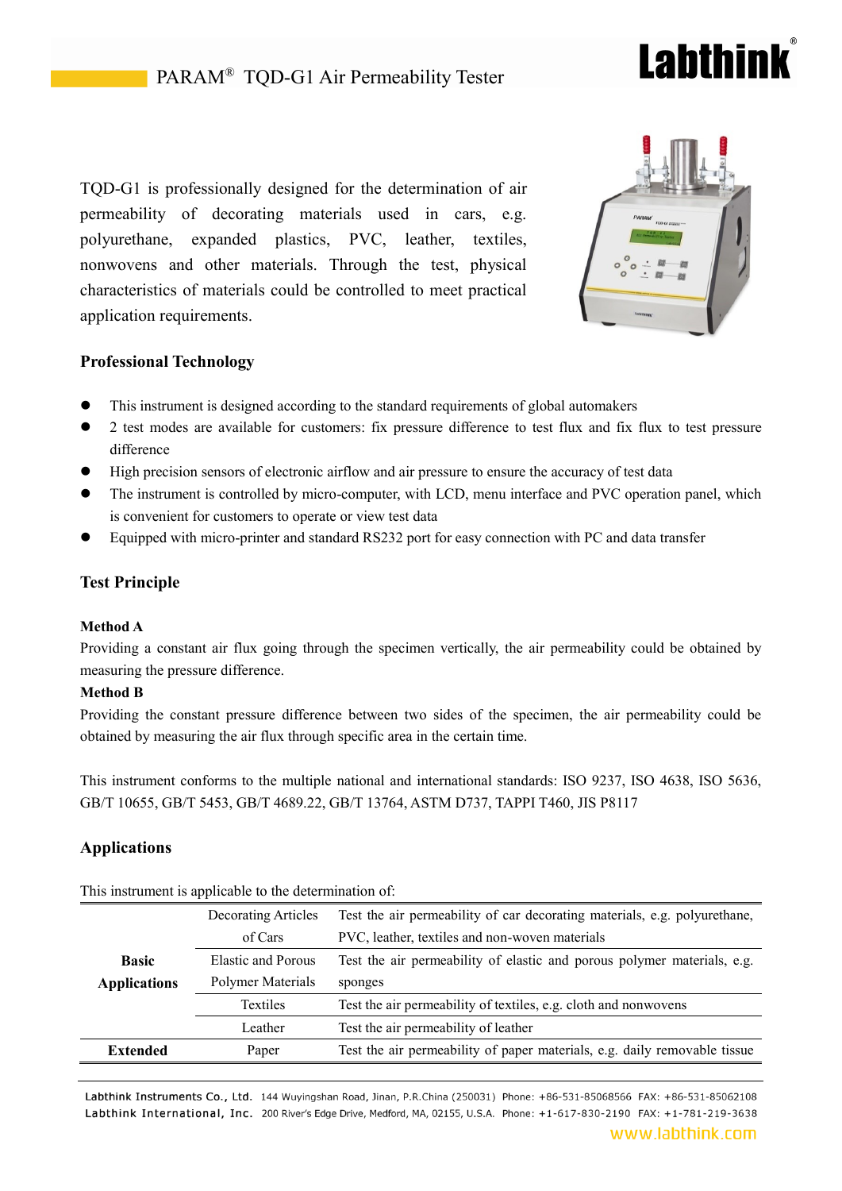# PARAM® TQD-G1 Air Permeability Tester

TQD-G1 is professionally designed for the determination of air permeability of decorating materials used in cars, e.g. polyurethane, expanded plastics, PVC, leather, textiles, nonwovens and other materials. Through the test, physical characteristics of materials could be controlled to meet practical application requirements.

## Professional Technology

- This instrument is designed according to the standard requirements of global automakers
- 2 test modes are available for customers: fix pressure difference to test flux and fix flux to test pressure difference
- High precision sensors of electronic airflow and air pressure to ensure the accuracy of test data
- The instrument is controlled by micro-computer, with LCD, menu interface and PVC operation panel, which is convenient for customers to operate or view test data
- Equipped with micro-printer and standard RS232 port for easy connection with PC and data transfer

## Test Principle

**Method A**

Providing a constant air flux going through the specimen vertically, the air permeability could be obtained by measuring the pressure difference.

**Method B**

Providing the constant pressure difference between two sides of the specimen, the air permeability could be obtained by measuring the air flux through specific area in the certain time.

This instrument conforms to the multiple national and international standards: ISO 9237, ISO 4638, ISO 5636, GB/T 10655, GB/T 5453, GB/T 4689.22, GB/T 13764, ASTM D737, TAPPI T460, JIS P8117

## Applications

This instrument is applicable to the determination of:

| | | |
|---|---|---|
| **Basic Applications** | Decorating Articles of Cars | Test the air permeability of car decorating materials, e.g. polyurethane, PVC, leather, textiles and non-woven materials |
| | Elastic and Porous Polymer Materials | Test the air permeability of elastic and porous polymer materials, e.g. sponges |
| | Textiles | Test the air permeability of textiles, e.g. cloth and nonwovens |
| | Leather | Test the air permeability of leather |
| **Extended** | Paper | Test the air permeability of paper materials, e.g. daily removable tissue |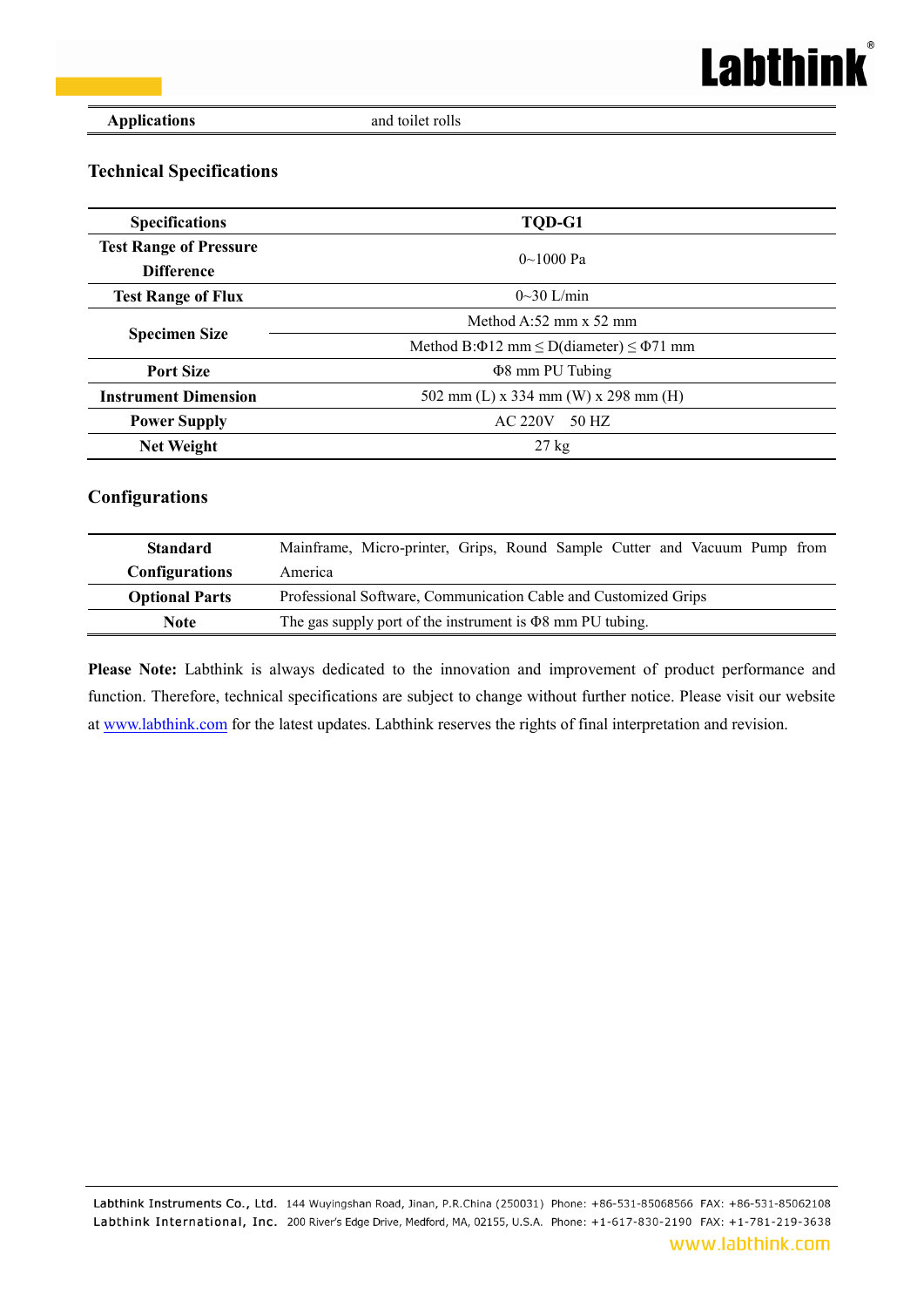| | |
|---|---|
| **Applications** | and toilet rolls |

## Technical Specifications

| Specifications | TQD-G1 |
|---|---|
| Test Range of Pressure Difference | 0~1000 Pa |
| Test Range of Flux | 0~30 L/min |
| Specimen Size | Method A:52 mm x 52 mm |
| | Method B:Φ12 mm ≤ D(diameter) ≤ Φ71 mm |
| Port Size | Φ8 mm PU Tubing |
| Instrument Dimension | 502 mm (L) x 334 mm (W) x 298 mm (H) |
| Power Supply | AC 220V 50 HZ |
| Net Weight | 27 kg |

## Configurations

| | |
|---|---|
| **Standard Configurations** | Mainframe, Micro-printer, Grips, Round Sample Cutter and Vacuum Pump from America |
| **Optional Parts** | Professional Software, Communication Cable and Customized Grips |
| **Note** | The gas supply port of the instrument is Φ8 mm PU tubing. |

**Please Note:** Labthink is always dedicated to the innovation and improvement of product performance and function. Therefore, technical specifications are subject to change without further notice. Please visit our website at www.labthink.com for the latest updates. Labthink reserves the rights of final interpretation and revision.